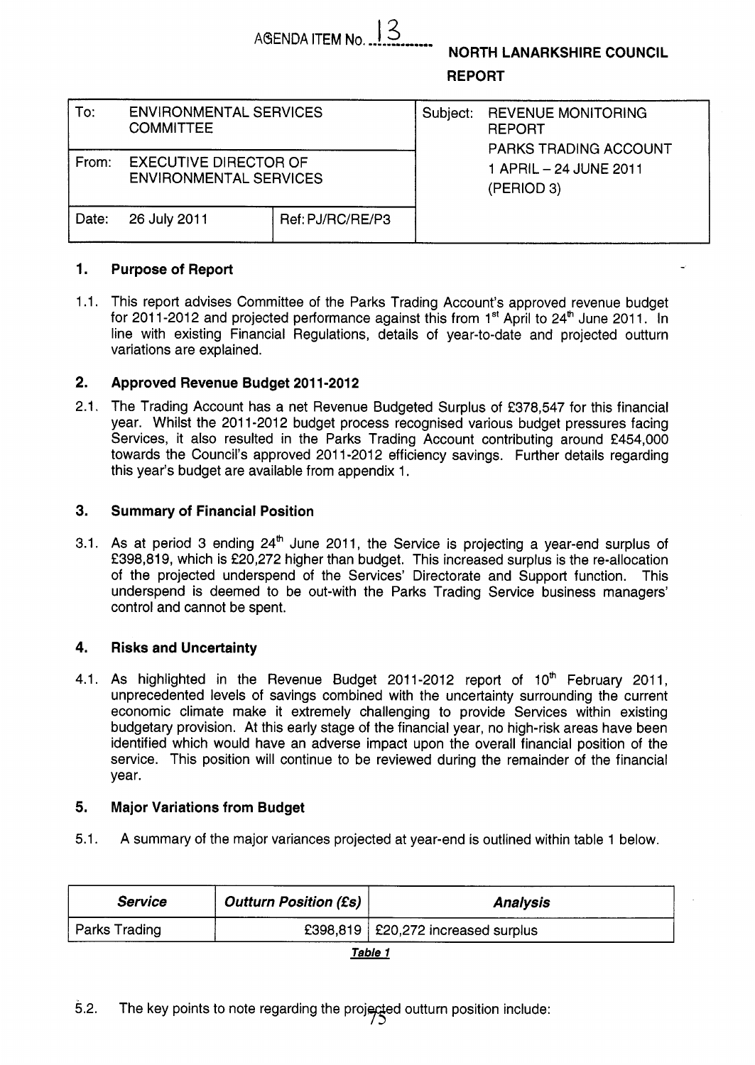AGENDA ITEM No. 13

**NORTH LANARKSHIRE COUNCIL**

**REPORT**

| To: ENVIRONMENTAL SERVICES COMMITTEE | | Subject: REVENUE MONITORING REPORT PARKS TRADING ACCOUNT 1 APRIL – 24 JUNE 2011 (PERIOD 3) |
|---|---|---|
| From: EXECUTIVE DIRECTOR OF ENVIRONMENTAL SERVICES | | |
| Date: 26 July 2011 | Ref: PJ/RC/RE/P3 | |

## 1. Purpose of Report

1.1. This report advises Committee of the Parks Trading Account's approved revenue budget for 2011-2012 and projected performance against this from 1st April to 24th June 2011. In line with existing Financial Regulations, details of year-to-date and projected outturn variations are explained.

## 2. Approved Revenue Budget 2011-2012

2.1. The Trading Account has a net Revenue Budgeted Surplus of £378,547 for this financial year. Whilst the 2011-2012 budget process recognised various budget pressures facing Services, it also resulted in the Parks Trading Account contributing around £454,000 towards the Council's approved 2011-2012 efficiency savings. Further details regarding this year's budget are available from appendix 1.

## 3. Summary of Financial Position

3.1. As at period 3 ending 24th June 2011, the Service is projecting a year-end surplus of £398,819, which is £20,272 higher than budget. This increased surplus is the re-allocation of the projected underspend of the Services' Directorate and Support function. This underspend is deemed to be out-with the Parks Trading Service business managers' control and cannot be spent.

## 4. Risks and Uncertainty

4.1. As highlighted in the Revenue Budget 2011-2012 report of 10th February 2011, unprecedented levels of savings combined with the uncertainty surrounding the current economic climate make it extremely challenging to provide Services within existing budgetary provision. At this early stage of the financial year, no high-risk areas have been identified which would have an adverse impact upon the overall financial position of the service. This position will continue to be reviewed during the remainder of the financial year.

## 5. Major Variations from Budget

5.1. A summary of the major variances projected at year-end is outlined within table 1 below.

| *Service* | *Outturn Position (£s)* | *Analysis* |
|---|---|---|
| Parks Trading | £398,819 | £20,272 increased surplus |

**Table 1**

5.2. The key points to note regarding the projected outturn position include: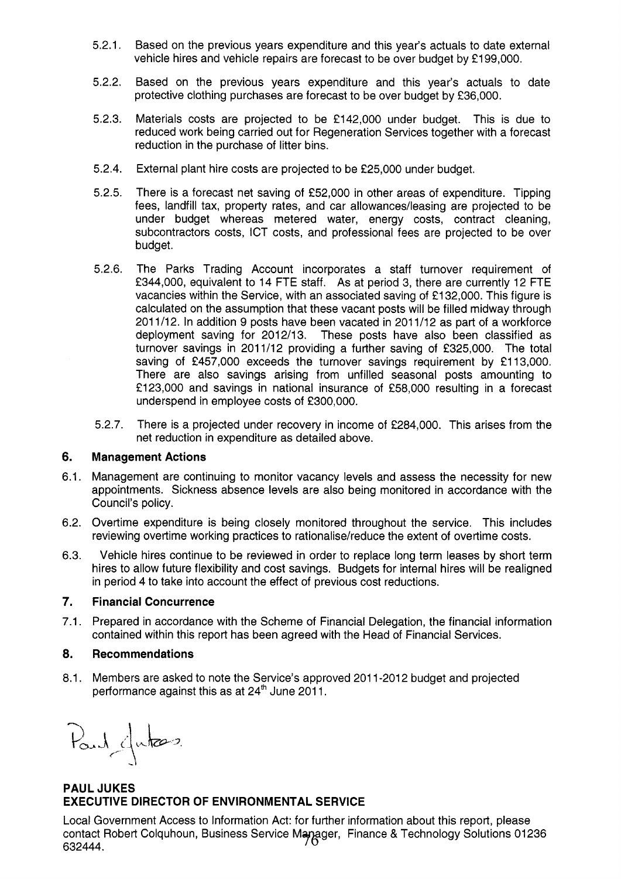5.2.1. Based on the previous years expenditure and this year's actuals to date external vehicle hires and vehicle repairs are forecast to be over budget by £199,000.

5.2.2. Based on the previous years expenditure and this year's actuals to date protective clothing purchases are forecast to be over budget by £36,000.

5.2.3. Materials costs are projected to be £142,000 under budget. This is due to reduced work being carried out for Regeneration Services together with a forecast reduction in the purchase of litter bins.

5.2.4. External plant hire costs are projected to be £25,000 under budget.

5.2.5. There is a forecast net saving of £52,000 in other areas of expenditure. Tipping fees, landfill tax, property rates, and car allowances/leasing are projected to be under budget whereas metered water, energy costs, contract cleaning, subcontractors costs, ICT costs, and professional fees are projected to be over budget.

5.2.6. The Parks Trading Account incorporates a staff turnover requirement of £344,000, equivalent to 14 FTE staff. As at period 3, there are currently 12 FTE vacancies within the Service, with an associated saving of £132,000. This figure is calculated on the assumption that these vacant posts will be filled midway through 2011/12. In addition 9 posts have been vacated in 2011/12 as part of a workforce deployment saving for 2012/13. These posts have also been classified as turnover savings in 2011/12 providing a further saving of £325,000. The total saving of £457,000 exceeds the turnover savings requirement by £113,000. There are also savings arising from unfilled seasonal posts amounting to £123,000 and savings in national insurance of £58,000 resulting in a forecast underspend in employee costs of £300,000.

5.2.7. There is a projected under recovery in income of £284,000. This arises from the net reduction in expenditure as detailed above.

## 6. Management Actions

6.1. Management are continuing to monitor vacancy levels and assess the necessity for new appointments. Sickness absence levels are also being monitored in accordance with the Council's policy.

6.2. Overtime expenditure is being closely monitored throughout the service. This includes reviewing overtime working practices to rationalise/reduce the extent of overtime costs.

6.3. Vehicle hires continue to be reviewed in order to replace long term leases by short term hires to allow future flexibility and cost savings. Budgets for internal hires will be realigned in period 4 to take into account the effect of previous cost reductions.

## 7. Financial Concurrence

7.1. Prepared in accordance with the Scheme of Financial Delegation, the financial information contained within this report has been agreed with the Head of Financial Services.

## 8. Recommendations

8.1. Members are asked to note the Service's approved 2011-2012 budget and projected performance against this as at 24th June 2011.

Paul Jukes

**PAUL JUKES**
**EXECUTIVE DIRECTOR OF ENVIRONMENTAL SERVICE**

Local Government Access to Information Act: for further information about this report, please contact Robert Colquhoun, Business Service Manager, Finance & Technology Solutions 01236 632444.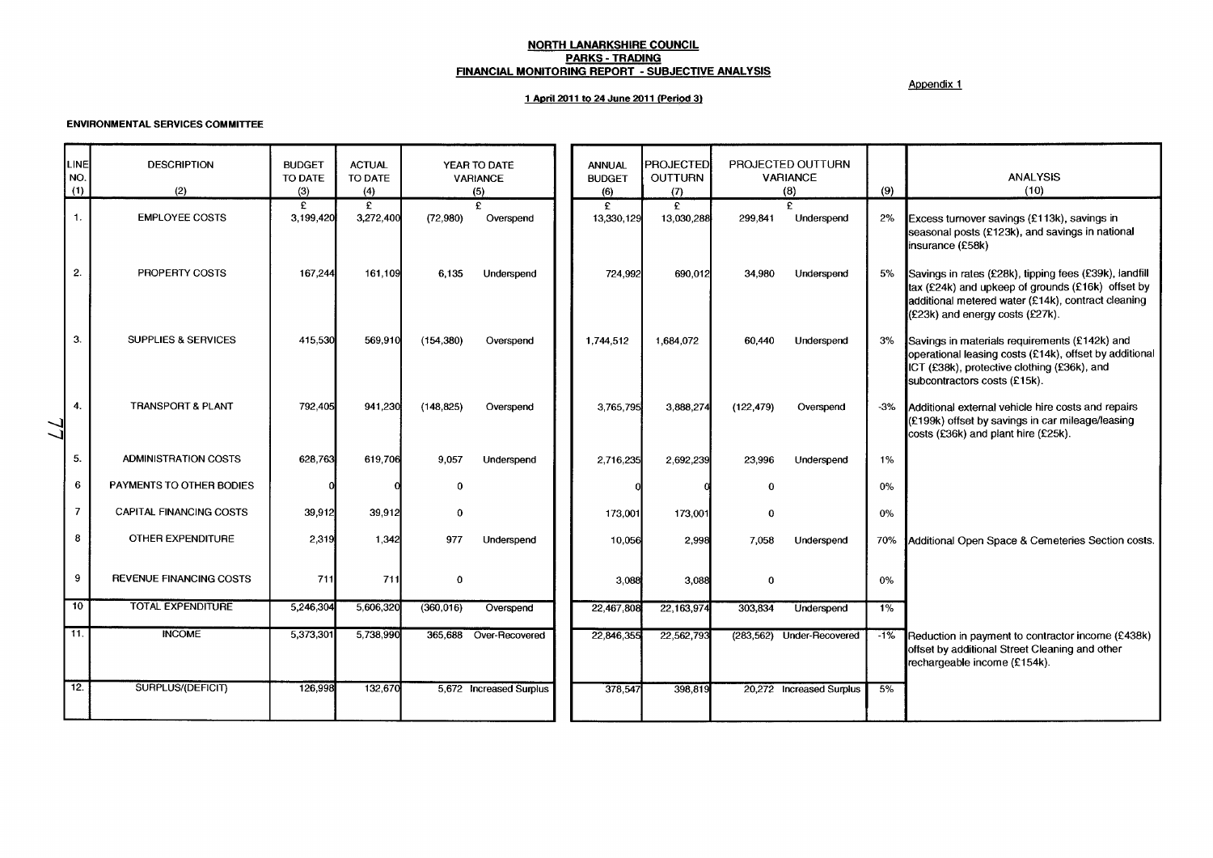**NORTH LANARKSHIRE COUNCIL**
**PARKS - TRADING**
**FINANCIAL MONITORING REPORT - SUBJECTIVE ANALYSIS**

Appendix 1

**1 April 2011 to 24 June 2011 (Period 3)**

**ENVIRONMENTAL SERVICES COMMITTEE**

| LINE NO. (1) | DESCRIPTION (2) | BUDGET TO DATE (3) | ACTUAL TO DATE (4) | YEAR TO DATE VARIANCE (5) | | ANNUAL BUDGET (6) | PROJECTED OUTTURN (7) | PROJECTED OUTTURN VARIANCE (8) | | (9) | ANALYSIS (10) |
|---|---|---|---|---|---|---|---|---|---|---|---|
| | | £ | £ | £ | | £ | £ | £ | | | |
| 1. | EMPLOYEE COSTS | 3,199,420 | 3,272,400 | (72,980) | Overspend | 13,330,129 | 13,030,288 | 299,841 | Underspend | 2% | Excess turnover savings (£113k), savings in seasonal posts (£123k), and savings in national insurance (£58k) |
| 2. | PROPERTY COSTS | 167,244 | 161,109 | 6,135 | Underspend | 724,992 | 690,012 | 34,980 | Underspend | 5% | Savings in rates (£28k), tipping fees (£39k), landfill tax (£24k) and upkeep of grounds (£16k) offset by additional metered water (£14k), contract cleaning (£23k) and energy costs (£27k). |
| 3. | SUPPLIES & SERVICES | 415,530 | 569,910 | (154,380) | Overspend | 1,744,512 | 1,684,072 | 60,440 | Underspend | 3% | Savings in materials requirements (£142k) and operational leasing costs (£14k), offset by additional ICT (£38k), protective clothing (£36k), and subcontractors costs (£15k). |
| 4. | TRANSPORT & PLANT | 792,405 | 941,230 | (148,825) | Overspend | 3,765,795 | 3,888,274 | (122,479) | Overspend | -3% | Additional external vehicle hire costs and repairs (£199k) offset by savings in car mileage/leasing costs (£36k) and plant hire (£25k). |
| 5. | ADMINISTRATION COSTS | 628,763 | 619,706 | 9,057 | Underspend | 2,716,235 | 2,692,239 | 23,996 | Underspend | 1% | |
| 6 | PAYMENTS TO OTHER BODIES | 0 | 0 | 0 | | 0 | 0 | 0 | | 0% | |
| 7 | CAPITAL FINANCING COSTS | 39,912 | 39,912 | 0 | | 173,001 | 173,001 | 0 | | 0% | |
| 8 | OTHER EXPENDITURE | 2,319 | 1,342 | 977 | Underspend | 10,056 | 2,998 | 7,058 | Underspend | 70% | Additional Open Space & Cemeteries Section costs. |
| 9 | REVENUE FINANCING COSTS | 711 | 711 | 0 | | 3,088 | 3,088 | 0 | | 0% | |
| 10 | TOTAL EXPENDITURE | 5,246,304 | 5,606,320 | (360,016) | Overspend | 22,467,808 | 22,163,974 | 303,834 | Underspend | 1% | |
| 11. | INCOME | 5,373,301 | 5,738,990 | 365,688 | Over-Recovered | 22,846,355 | 22,562,793 | (283,562) | Under-Recovered | -1% | Reduction in payment to contractor income (£438k) offset by additional Street Cleaning and other rechargeable income (£154k). |
| 12. | SURPLUS/(DEFICIT) | 126,998 | 132,670 | 5,672 | Increased Surplus | 378,547 | 398,819 | 20,272 | Increased Surplus | 5% | |